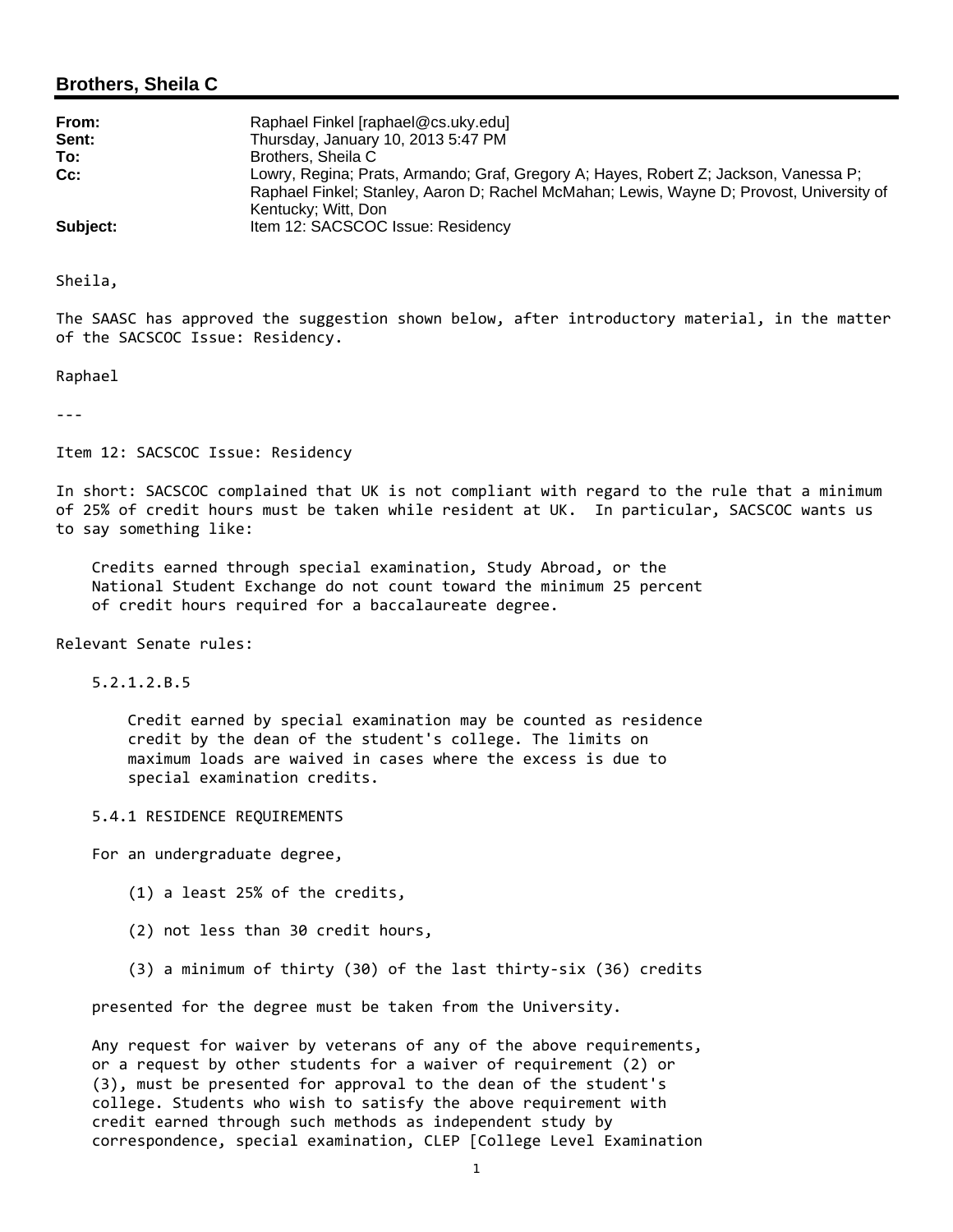## Brothers, Sheila C

**From:** Raphael Finkel [raphael@cs.uky.edu]
**Sent:** Thursday, January 10, 2013 5:47 PM
**To:** Brothers, Sheila C
**Cc:** Lowry, Regina; Prats, Armando; Graf, Gregory A; Hayes, Robert Z; Jackson, Vanessa P; Raphael Finkel; Stanley, Aaron D; Rachel McMahan; Lewis, Wayne D; Provost, University of Kentucky; Witt, Don
**Subject:** Item 12: SACSCOC Issue: Residency

Sheila,

The SAASC has approved the suggestion shown below, after introductory material, in the matter of the SACSCOC Issue: Residency.

Raphael

---

Item 12: SACSCOC Issue: Residency

In short: SACSCOC complained that UK is not compliant with regard to the rule that a minimum of 25% of credit hours must be taken while resident at UK. In particular, SACSCOC wants us to say something like:

> Credits earned through special examination, Study Abroad, or the National Student Exchange do not count toward the minimum 25 percent of credit hours required for a baccalaureate degree.

Relevant Senate rules:

> 5.2.1.2.B.5
>
> > Credit earned by special examination may be counted as residence credit by the dean of the student's college. The limits on maximum loads are waived in cases where the excess is due to special examination credits.
>
> 5.4.1 RESIDENCE REQUIREMENTS
>
> For an undergraduate degree,
>
> > (1) a least 25% of the credits,
> >
> > (2) not less than 30 credit hours,
> >
> > (3) a minimum of thirty (30) of the last thirty-six (36) credits
>
> presented for the degree must be taken from the University.
>
> Any request for waiver by veterans of any of the above requirements, or a request by other students for a waiver of requirement (2) or (3), must be presented for approval to the dean of the student's college. Students who wish to satisfy the above requirement with credit earned through such methods as independent study by correspondence, special examination, CLEP [College Level Examination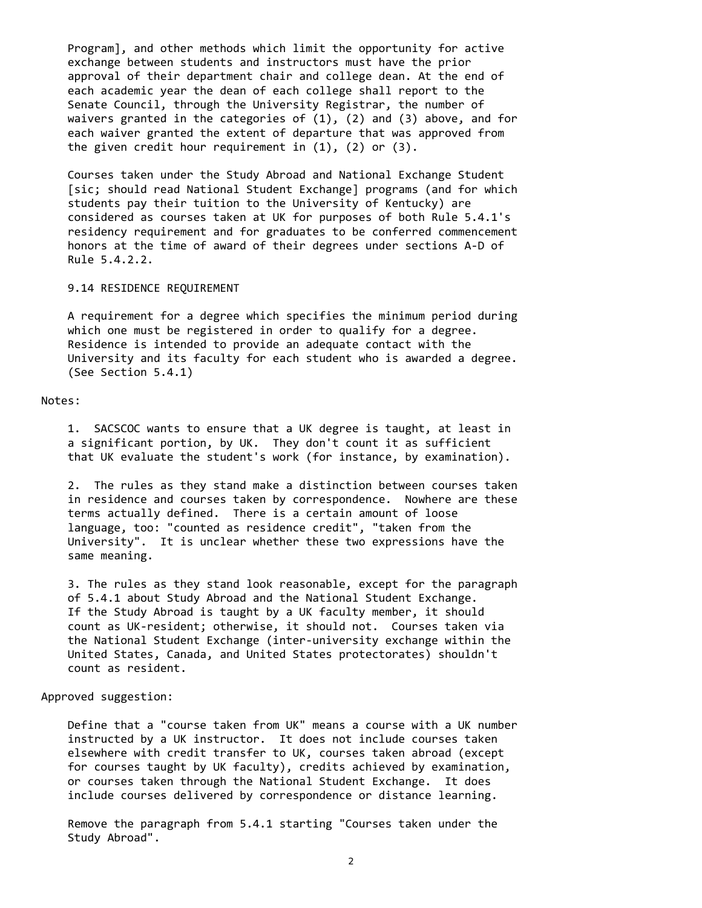Program], and other methods which limit the opportunity for active exchange between students and instructors must have the prior approval of their department chair and college dean. At the end of each academic year the dean of each college shall report to the Senate Council, through the University Registrar, the number of waivers granted in the categories of (1), (2) and (3) above, and for each waiver granted the extent of departure that was approved from the given credit hour requirement in (1), (2) or (3).

Courses taken under the Study Abroad and National Exchange Student [sic; should read National Student Exchange] programs (and for which students pay their tuition to the University of Kentucky) are considered as courses taken at UK for purposes of both Rule 5.4.1's residency requirement and for graduates to be conferred commencement honors at the time of award of their degrees under sections A-D of Rule 5.4.2.2.

9.14 RESIDENCE REQUIREMENT

A requirement for a degree which specifies the minimum period during which one must be registered in order to qualify for a degree. Residence is intended to provide an adequate contact with the University and its faculty for each student who is awarded a degree. (See Section 5.4.1)

Notes:

1. SACSCOC wants to ensure that a UK degree is taught, at least in a significant portion, by UK. They don't count it as sufficient that UK evaluate the student's work (for instance, by examination).

2. The rules as they stand make a distinction between courses taken in residence and courses taken by correspondence. Nowhere are these terms actually defined. There is a certain amount of loose language, too: "counted as residence credit", "taken from the University". It is unclear whether these two expressions have the same meaning.

3. The rules as they stand look reasonable, except for the paragraph of 5.4.1 about Study Abroad and the National Student Exchange. If the Study Abroad is taught by a UK faculty member, it should count as UK-resident; otherwise, it should not. Courses taken via the National Student Exchange (inter-university exchange within the United States, Canada, and United States protectorates) shouldn't count as resident.

Approved suggestion:

Define that a "course taken from UK" means a course with a UK number instructed by a UK instructor. It does not include courses taken elsewhere with credit transfer to UK, courses taken abroad (except for courses taught by UK faculty), credits achieved by examination, or courses taken through the National Student Exchange. It does include courses delivered by correspondence or distance learning.

Remove the paragraph from 5.4.1 starting "Courses taken under the Study Abroad".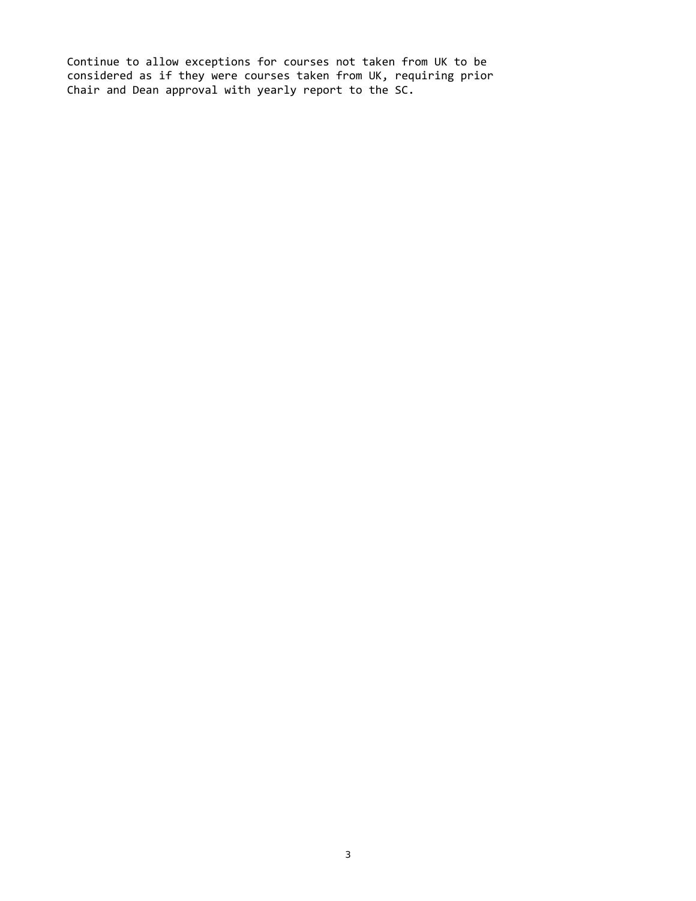Continue to allow exceptions for courses not taken from UK to be considered as if they were courses taken from UK, requiring prior Chair and Dean approval with yearly report to the SC.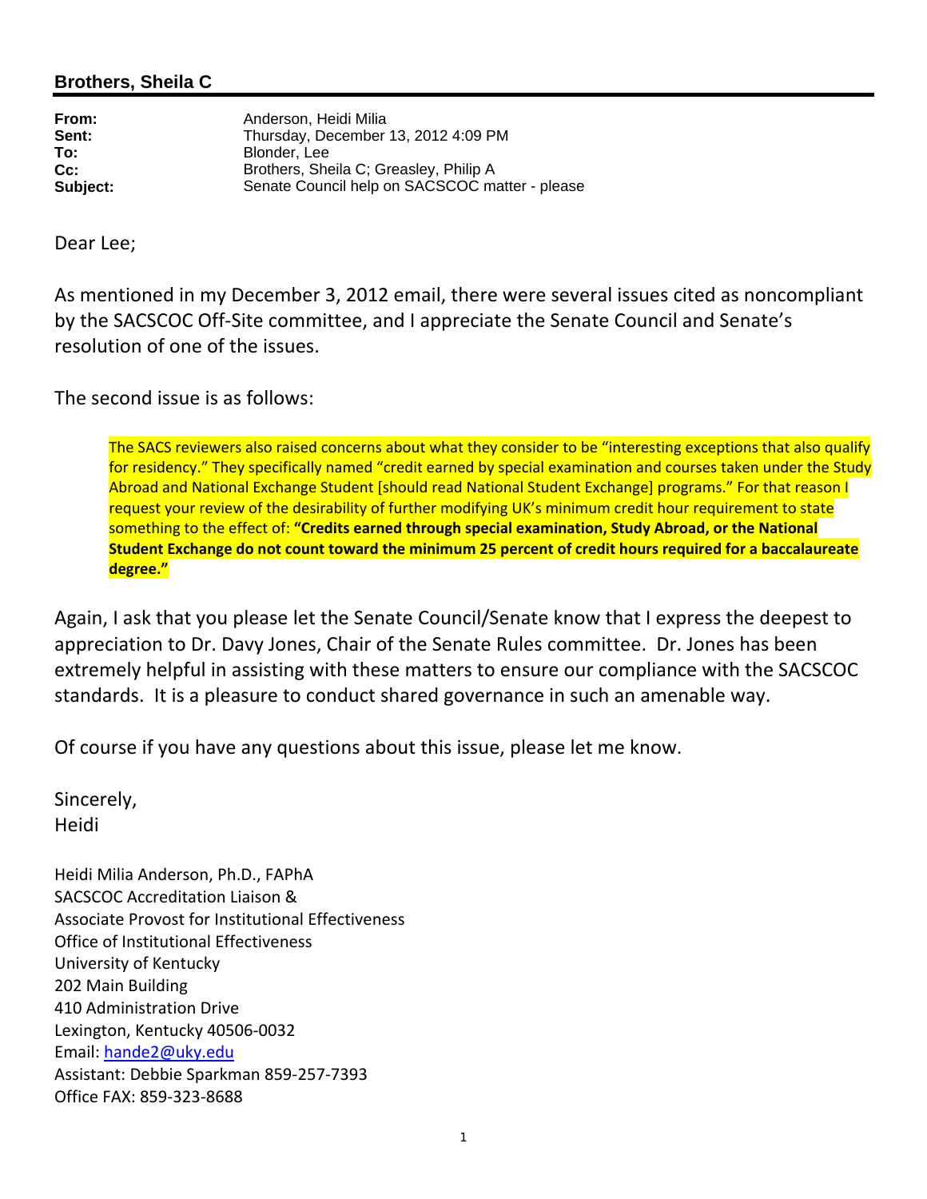## Brothers, Sheila C

| | |
|---|---|
| **From:** | Anderson, Heidi Milia |
| **Sent:** | Thursday, December 13, 2012 4:09 PM |
| **To:** | Blonder, Lee |
| **Cc:** | Brothers, Sheila C; Greasley, Philip A |
| **Subject:** | Senate Council help on SACSCOC matter - please |

Dear Lee;

As mentioned in my December 3, 2012 email, there were several issues cited as noncompliant by the SACSCOC Off-Site committee, and I appreciate the Senate Council and Senate's resolution of one of the issues.

The second issue is as follows:

> The SACS reviewers also raised concerns about what they consider to be "interesting exceptions that also qualify for residency." They specifically named "credit earned by special examination and courses taken under the Study Abroad and National Exchange Student [should read National Student Exchange] programs." For that reason I request your review of the desirability of further modifying UK's minimum credit hour requirement to state something to the effect of: **"Credits earned through special examination, Study Abroad, or the National Student Exchange do not count toward the minimum 25 percent of credit hours required for a baccalaureate degree."**

Again, I ask that you please let the Senate Council/Senate know that I express the deepest to appreciation to Dr. Davy Jones, Chair of the Senate Rules committee. Dr. Jones has been extremely helpful in assisting with these matters to ensure our compliance with the SACSCOC standards. It is a pleasure to conduct shared governance in such an amenable way.

Of course if you have any questions about this issue, please let me know.

Sincerely,
Heidi

Heidi Milia Anderson, Ph.D., FAPhA
SACSCOC Accreditation Liaison &
Associate Provost for Institutional Effectiveness
Office of Institutional Effectiveness
University of Kentucky
202 Main Building
410 Administration Drive
Lexington, Kentucky 40506-0032
Email: hande2@uky.edu
Assistant: Debbie Sparkman 859-257-7393
Office FAX: 859-323-8688